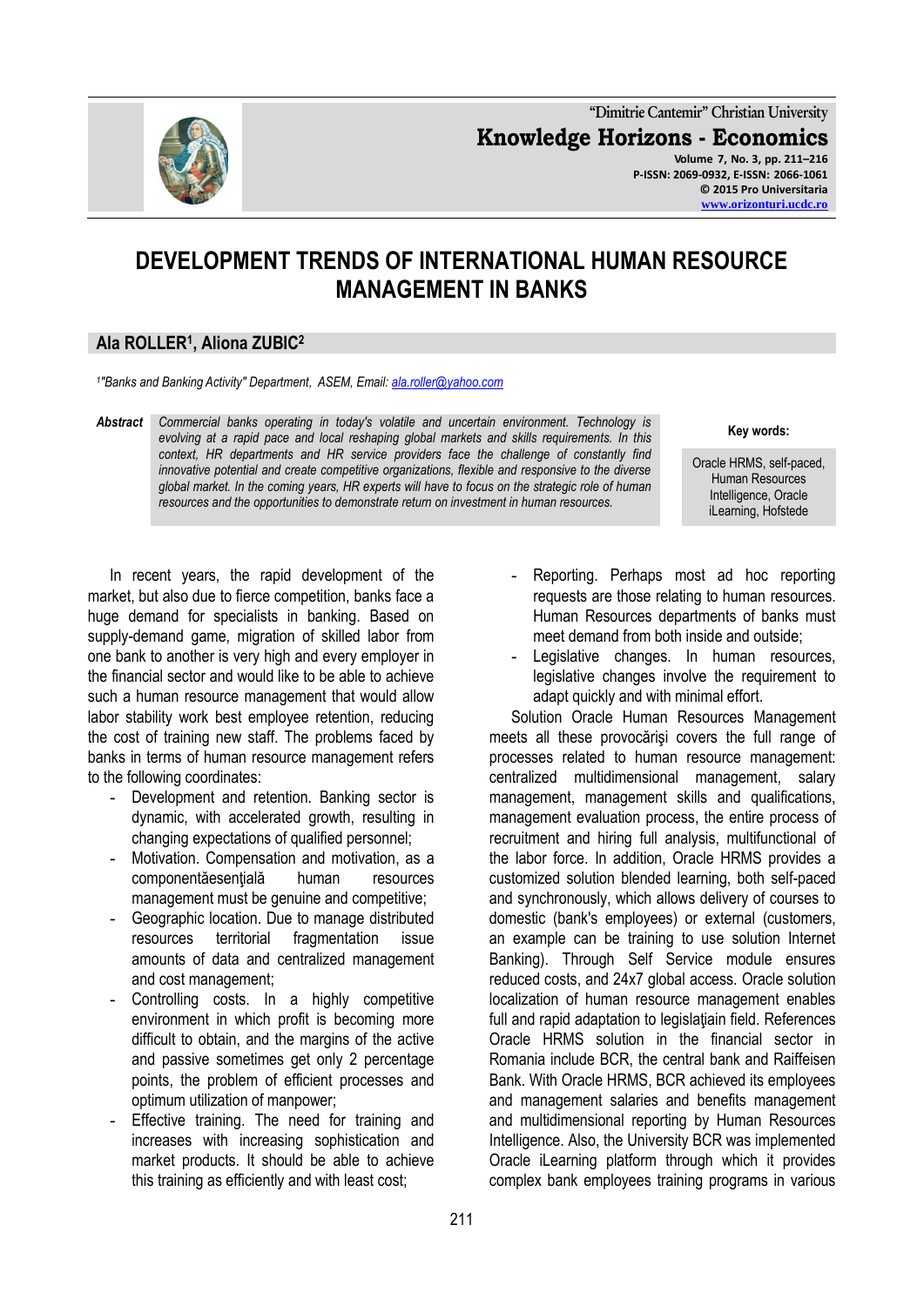# DEVELOPMENT TRENDS OF INTERNATIONAL HUMAN RESOURCE MANAGEMENT IN BANKS

**Ala ROLLER[1], Aliona ZUBIC[2]**

*[1]"Banks and Banking Activity" Department, ASEM, Email: ala.roller@yahoo.com*

**Abstract** *Commercial banks operating in today's volatile and uncertain environment. Technology is evolving at a rapid pace and local reshaping global markets and skills requirements. In this context, HR departments and HR service providers face the challenge of constantly find innovative potential and create competitive organizations, flexible and responsive to the diverse global market. In the coming years, HR experts will have to focus on the strategic role of human resources and the opportunities to demonstrate return on investment in human resources.*

**Key words:**

Oracle HRMS, self-paced, Human Resources Intelligence, Oracle iLearning, Hofstede

In recent years, the rapid development of the market, but also due to fierce competition, banks face a huge demand for specialists in banking. Based on supply-demand game, migration of skilled labor from one bank to another is very high and every employer in the financial sector and would like to be able to achieve such a human resource management that would allow labor stability work best employee retention, reducing the cost of training new staff. The problems faced by banks in terms of human resource management refers to the following coordinates:

- Development and retention. Banking sector is dynamic, with accelerated growth, resulting in changing expectations of qualified personnel;
- Motivation. Compensation and motivation, as a componentăesenţială human resources management must be genuine and competitive;
- Geographic location. Due to manage distributed resources territorial fragmentation issue amounts of data and centralized management and cost management;
- Controlling costs. In a highly competitive environment in which profit is becoming more difficult to obtain, and the margins of the active and passive sometimes get only 2 percentage points, the problem of efficient processes and optimum utilization of manpower;
- Effective training. The need for training and increases with increasing sophistication and market products. It should be able to achieve this training as efficiently and with least cost;
- Reporting. Perhaps most ad hoc reporting requests are those relating to human resources. Human Resources departments of banks must meet demand from both inside and outside;
- Legislative changes. In human resources, legislative changes involve the requirement to adapt quickly and with minimal effort.

Solution Oracle Human Resources Management meets all these provocărişi covers the full range of processes related to human resource management: centralized multidimensional management, salary management, management skills and qualifications, management evaluation process, the entire process of recruitment and hiring full analysis, multifunctional of the labor force. In addition, Oracle HRMS provides a customized solution blended learning, both self-paced and synchronously, which allows delivery of courses to domestic (bank's employees) or external (customers, an example can be training to use solution Internet Banking). Through Self Service module ensures reduced costs, and 24x7 global access. Oracle solution localization of human resource management enables full and rapid adaptation to legislaţiain field. References Oracle HRMS solution in the financial sector in Romania include BCR, the central bank and Raiffeisen Bank. With Oracle HRMS, BCR achieved its employees and management salaries and benefits management and multidimensional reporting by Human Resources Intelligence. Also, the University BCR was implemented Oracle iLearning platform through which it provides complex bank employees training programs in various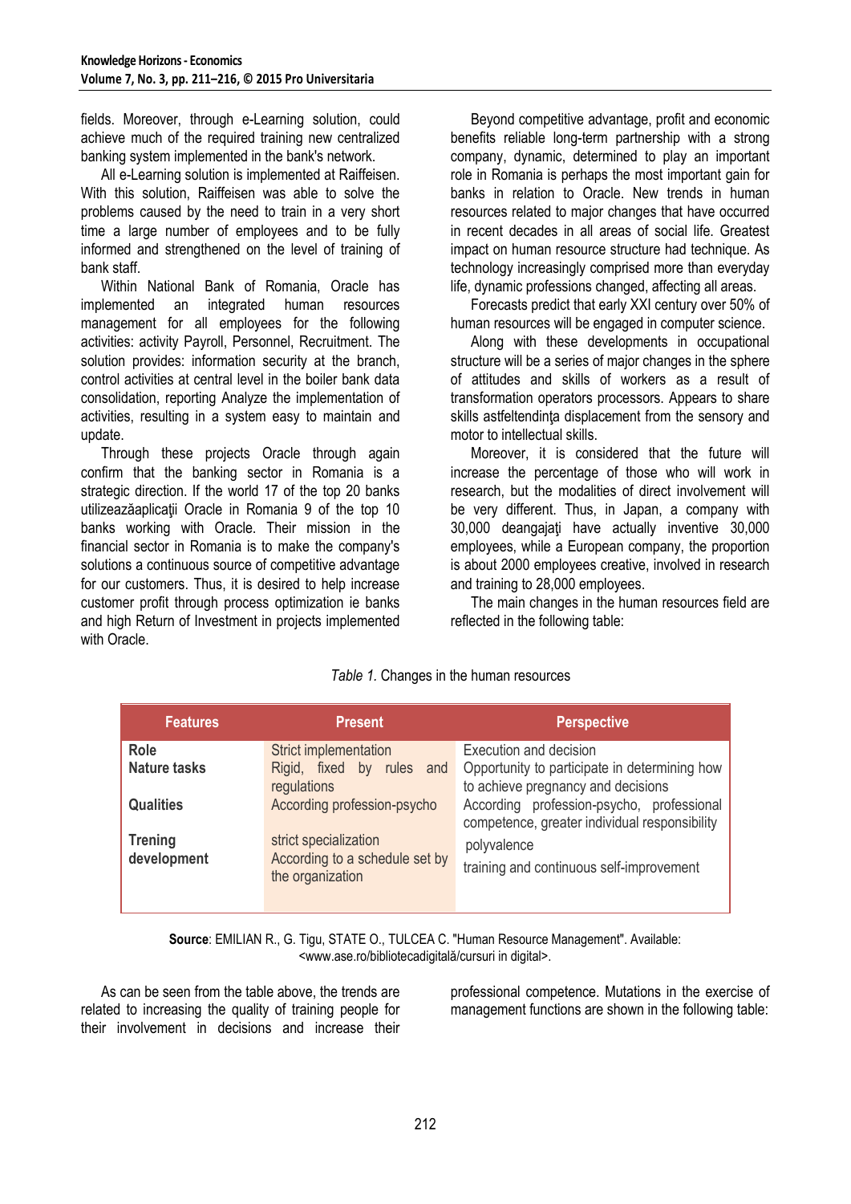fields. Moreover, through e-Learning solution, could achieve much of the required training new centralized banking system implemented in the bank's network.

All e-Learning solution is implemented at Raiffeisen. With this solution, Raiffeisen was able to solve the problems caused by the need to train in a very short time a large number of employees and to be fully informed and strengthened on the level of training of bank staff.

Within National Bank of Romania, Oracle has implemented an integrated human resources management for all employees for the following activities: activity Payroll, Personnel, Recruitment. The solution provides: information security at the branch, control activities at central level in the boiler bank data consolidation, reporting Analyze the implementation of activities, resulting in a system easy to maintain and update.

Through these projects Oracle through again confirm that the banking sector in Romania is a strategic direction. If the world 17 of the top 20 banks utilizeazăaplicaţii Oracle in Romania 9 of the top 10 banks working with Oracle. Their mission in the financial sector in Romania is to make the company's solutions a continuous source of competitive advantage for our customers. Thus, it is desired to help increase customer profit through process optimization ie banks and high Return of Investment in projects implemented with Oracle.

Beyond competitive advantage, profit and economic benefits reliable long-term partnership with a strong company, dynamic, determined to play an important role in Romania is perhaps the most important gain for banks in relation to Oracle. New trends in human resources related to major changes that have occurred in recent decades in all areas of social life. Greatest impact on human resource structure had technique. As technology increasingly comprised more than everyday life, dynamic professions changed, affecting all areas.

Forecasts predict that early XXI century over 50% of human resources will be engaged in computer science.

Along with these developments in occupational structure will be a series of major changes in the sphere of attitudes and skills of workers as a result of transformation operators processors. Appears to share skills astfeltendinţa displacement from the sensory and motor to intellectual skills.

Moreover, it is considered that the future will increase the percentage of those who will work in research, but the modalities of direct involvement will be very different. Thus, in Japan, a company with 30,000 deangajaţi have actually inventive 30,000 employees, while a European company, the proportion is about 2000 employees creative, involved in research and training to 28,000 employees.

The main changes in the human resources field are reflected in the following table:

*Table 1.* Changes in the human resources

| Features | Present | Perspective |
|---|---|---|
| **Role** | Strict implementation | Execution and decision |
| **Nature tasks** | Rigid, fixed by rules and regulations | Opportunity to participate in determining how to achieve pregnancy and decisions |
| **Qualities** | According profession-psycho | According profession-psycho, professional competence, greater individual responsibility |
| **Trening** | strict specialization | polyvalence |
| **development** | According to a schedule set by the organization | training and continuous self-improvement |

**Source**: EMILIAN R., G. Tigu, STATE O., TULCEA C. "Human Resource Management". Available: <www.ase.ro/bibliotecadigitală/cursuri in digital>.

As can be seen from the table above, the trends are related to increasing the quality of training people for their involvement in decisions and increase their professional competence. Mutations in the exercise of management functions are shown in the following table: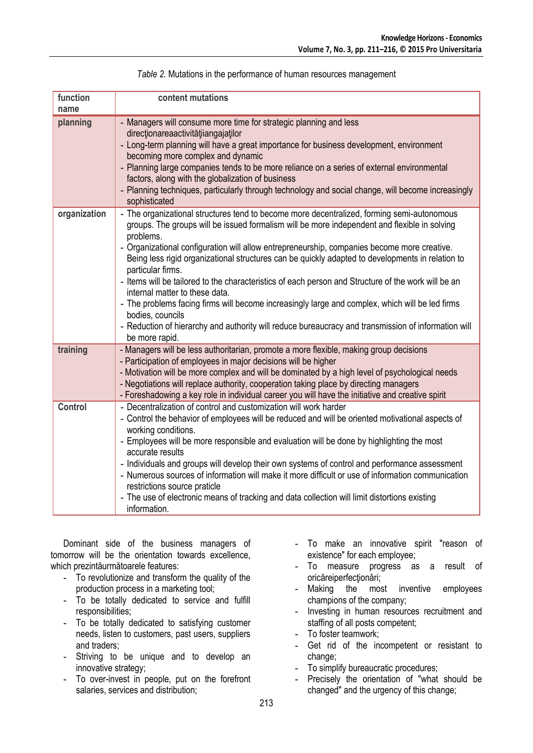*Table 2.* Mutations in the performance of human resources management

| function name | content mutations |
|---|---|
| planning | - Managers will consume more time for strategic planning and less direcţionareaactivităţiiangajaţilor<br>- Long-term planning will have a great importance for business development, environment becoming more complex and dynamic<br>- Planning large companies tends to be more reliance on a series of external environmental factors, along with the globalization of business<br>- Planning techniques, particularly through technology and social change, will become increasingly sophisticated |
| organization | - The organizational structures tend to become more decentralized, forming semi-autonomous groups. The groups will be issued formalism will be more independent and flexible in solving problems.<br>- Organizational configuration will allow entrepreneurship, companies become more creative. Being less rigid organizational structures can be quickly adapted to developments in relation to particular firms.<br>- Items will be tailored to the characteristics of each person and Structure of the work will be an internal matter to these data.<br>- The problems facing firms will become increasingly large and complex, which will be led firms bodies, councils<br>- Reduction of hierarchy and authority will reduce bureaucracy and transmission of information will be more rapid. |
| training | - Managers will be less authoritarian, promote a more flexible, making group decisions<br>- Participation of employees in major decisions will be higher<br>- Motivation will be more complex and will be dominated by a high level of psychological needs<br>- Negotiations will replace authority, cooperation taking place by directing managers<br>- Foreshadowing a key role in individual career you will have the initiative and creative spirit |
| Control | - Decentralization of control and customization will work harder<br>- Control the behavior of employees will be reduced and will be oriented motivational aspects of working conditions.<br>- Employees will be more responsible and evaluation will be done by highlighting the most accurate results<br>- Individuals and groups will develop their own systems of control and performance assessment<br>- Numerous sources of information will make it more difficult or use of information communication restrictions source praticle<br>- The use of electronic means of tracking and data collection will limit distortions existing information. |

Dominant side of the business managers of tomorrow will be the orientation towards excellence, which prezintăurmătoarele features:

- To revolutionize and transform the quality of the production process in a marketing tool;
- To be totally dedicated to service and fulfill responsibilities;
- To be totally dedicated to satisfying customer needs, listen to customers, past users, suppliers and traders;
- Striving to be unique and to develop an innovative strategy;
- To over-invest in people, put on the forefront salaries, services and distribution;
- To make an innovative spirit "reason of existence" for each employee;
- To measure progress as a result of oricăreiperfecţionări;
- Making the most inventive employees champions of the company;
- Investing in human resources recruitment and staffing of all posts competent;
- To foster teamwork;
- Get rid of the incompetent or resistant to change;
- To simplify bureaucratic procedures;
- Precisely the orientation of "what should be changed" and the urgency of this change;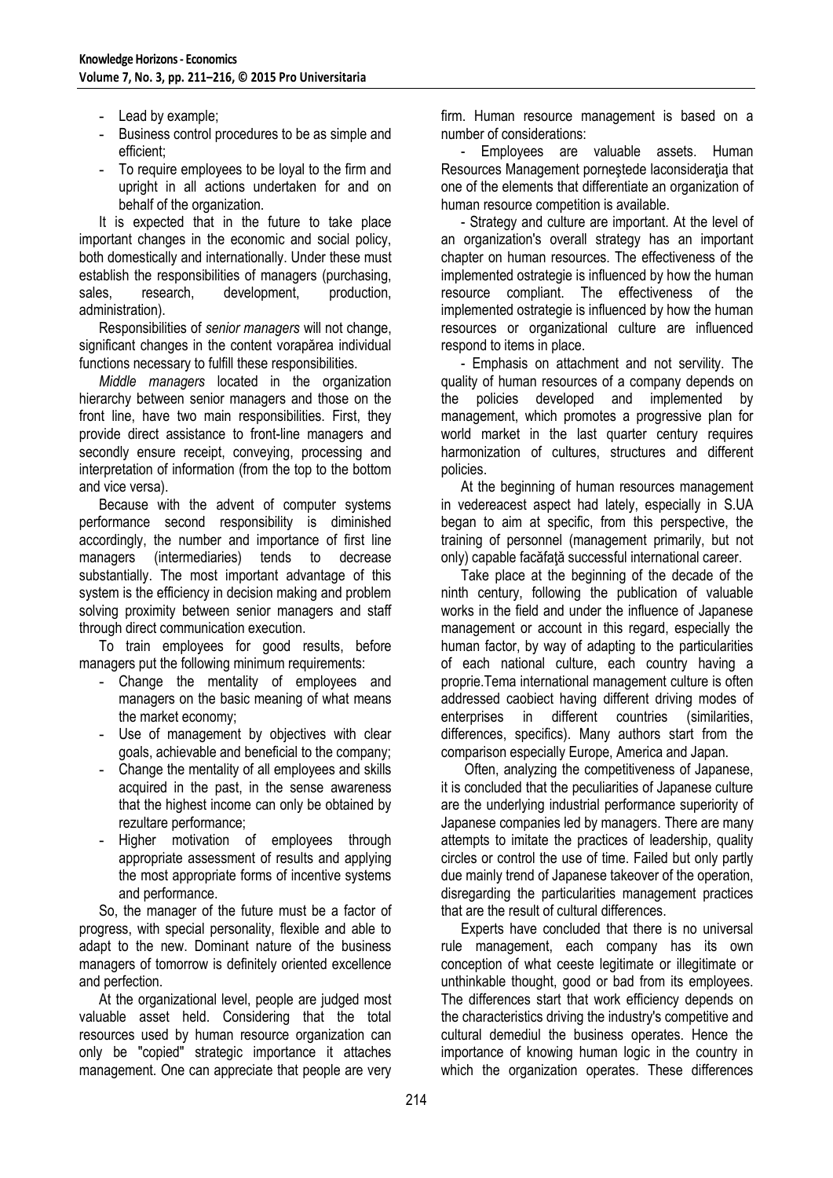- Lead by example;
- Business control procedures to be as simple and efficient;
- To require employees to be loyal to the firm and upright in all actions undertaken for and on behalf of the organization.

It is expected that in the future to take place important changes in the economic and social policy, both domestically and internationally. Under these must establish the responsibilities of managers (purchasing, sales, research, development, production, administration).

Responsibilities of *senior managers* will not change, significant changes in the content vorapărea individual functions necessary to fulfill these responsibilities.

*Middle managers* located in the organization hierarchy between senior managers and those on the front line, have two main responsibilities. First, they provide direct assistance to front-line managers and secondly ensure receipt, conveying, processing and interpretation of information (from the top to the bottom and vice versa).

Because with the advent of computer systems performance second responsibility is diminished accordingly, the number and importance of first line managers (intermediaries) tends to decrease substantially. The most important advantage of this system is the efficiency in decision making and problem solving proximity between senior managers and staff through direct communication execution.

To train employees for good results, before managers put the following minimum requirements:

- Change the mentality of employees and managers on the basic meaning of what means the market economy;
- Use of management by objectives with clear goals, achievable and beneficial to the company;
- Change the mentality of all employees and skills acquired in the past, in the sense awareness that the highest income can only be obtained by rezultare performance;
- Higher motivation of employees through appropriate assessment of results and applying the most appropriate forms of incentive systems and performance.

So, the manager of the future must be a factor of progress, with special personality, flexible and able to adapt to the new. Dominant nature of the business managers of tomorrow is definitely oriented excellence and perfection.

At the organizational level, people are judged most valuable asset held. Considering that the total resources used by human resource organization can only be "copied" strategic importance it attaches management. One can appreciate that people are very firm. Human resource management is based on a number of considerations:

- Employees are valuable assets. Human Resources Management porneştede laconsideraţia that one of the elements that differentiate an organization of human resource competition is available.

- Strategy and culture are important. At the level of an organization's overall strategy has an important chapter on human resources. The effectiveness of the implemented ostrategie is influenced by how the human resource compliant. The effectiveness of the implemented ostrategie is influenced by how the human resources or organizational culture are influenced respond to items in place.

- Emphasis on attachment and not servility. The quality of human resources of a company depends on the policies developed and implemented by management, which promotes a progressive plan for world market in the last quarter century requires harmonization of cultures, structures and different policies.

At the beginning of human resources management in vedereacest aspect had lately, especially in S.UA began to aim at specific, from this perspective, the training of personnel (management primarily, but not only) capable facăfaţă successful international career.

Take place at the beginning of the decade of the ninth century, following the publication of valuable works in the field and under the influence of Japanese management or account in this regard, especially the human factor, by way of adapting to the particularities of each national culture, each country having a proprie.Tema international management culture is often addressed caobiect having different driving modes of enterprises in different countries (similarities, differences, specifics). Many authors start from the comparison especially Europe, America and Japan.

Often, analyzing the competitiveness of Japanese, it is concluded that the peculiarities of Japanese culture are the underlying industrial performance superiority of Japanese companies led by managers. There are many attempts to imitate the practices of leadership, quality circles or control the use of time. Failed but only partly due mainly trend of Japanese takeover of the operation, disregarding the particularities management practices that are the result of cultural differences.

Experts have concluded that there is no universal rule management, each company has its own conception of what ceeste legitimate or illegitimate or unthinkable thought, good or bad from its employees. The differences start that work efficiency depends on the characteristics driving the industry's competitive and cultural demediul the business operates. Hence the importance of knowing human logic in the country in which the organization operates. These differences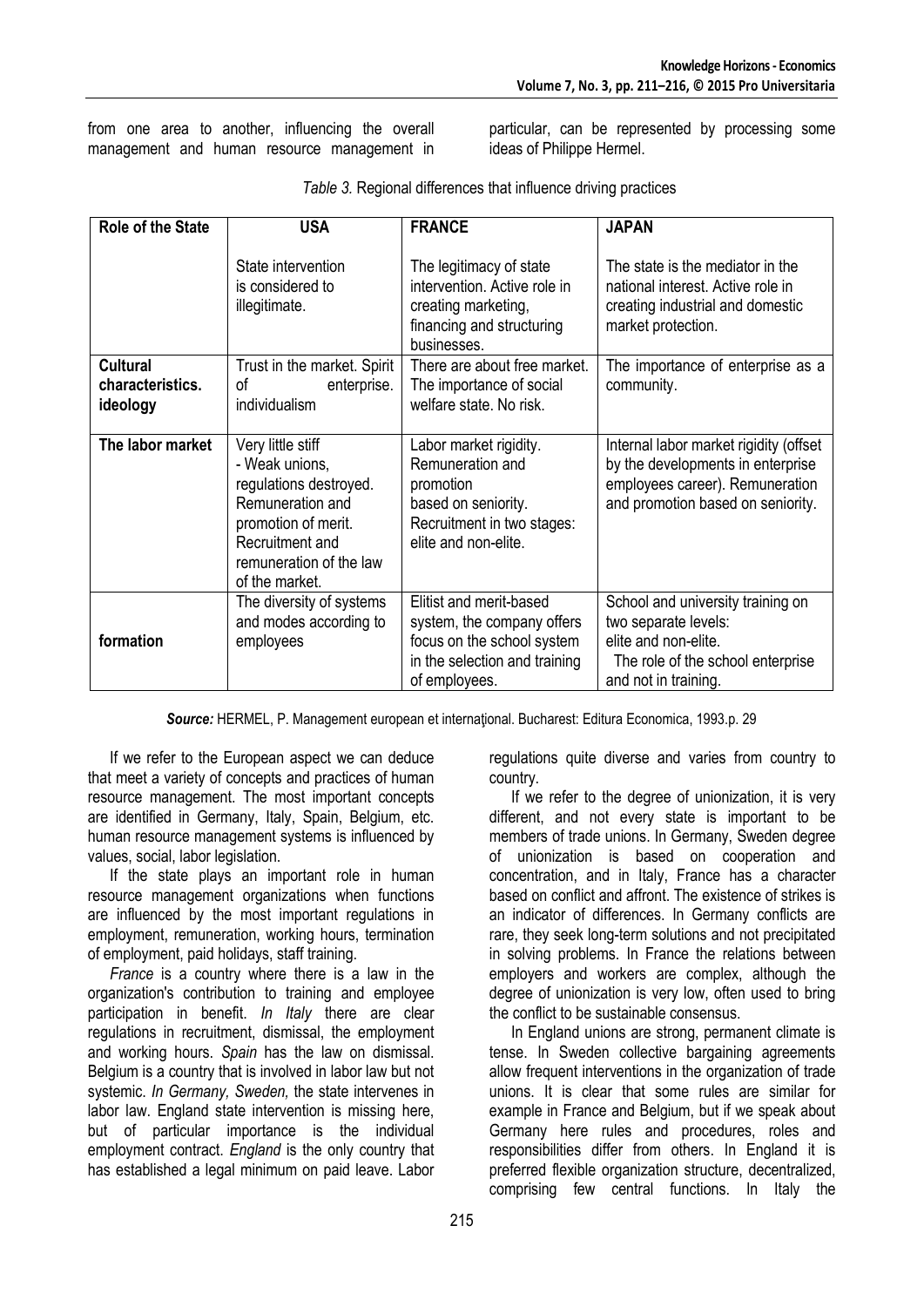from one area to another, influencing the overall management and human resource management in particular, can be represented by processing some ideas of Philippe Hermel.

*Table 3.* Regional differences that influence driving practices

| **Role of the State** | **USA** | **FRANCE** | **JAPAN** |
|---|---|---|---|
| | State intervention is considered to illegitimate. | The legitimacy of state intervention. Active role in creating marketing, financing and structuring businesses. | The state is the mediator in the national interest. Active role in creating industrial and domestic market protection. |
| **Cultural characteristics. ideology** | Trust in the market. Spirit of enterprise. individualism | There are about free market. The importance of social welfare state. No risk. | The importance of enterprise as a community. |
| **The labor market** | Very little stiff - Weak unions, regulations destroyed. Remuneration and promotion of merit. Recruitment and remuneration of the law of the market. | Labor market rigidity. Remuneration and promotion based on seniority. Recruitment in two stages: elite and non-elite. | Internal labor market rigidity (offset by the developments in enterprise employees career). Remuneration and promotion based on seniority. |
| **formation** | The diversity of systems and modes according to employees | Elitist and merit-based system, the company offers focus on the school system in the selection and training of employees. | School and university training on two separate levels: elite and non-elite. The role of the school enterprise and not in training. |

***Source:*** HERMEL, P. Management european et internaţional. Bucharest: Editura Economica, 1993.p. 29

If we refer to the European aspect we can deduce that meet a variety of concepts and practices of human resource management. The most important concepts are identified in Germany, Italy, Spain, Belgium, etc. human resource management systems is influenced by values, social, labor legislation.

If the state plays an important role in human resource management organizations when functions are influenced by the most important regulations in employment, remuneration, working hours, termination of employment, paid holidays, staff training.

*France* is a country where there is a law in the organization's contribution to training and employee participation in benefit. *In Italy* there are clear regulations in recruitment, dismissal, the employment and working hours. *Spain* has the law on dismissal. Belgium is a country that is involved in labor law but not systemic. *In Germany, Sweden,* the state intervenes in labor law. England state intervention is missing here, but of particular importance is the individual employment contract. *England* is the only country that has established a legal minimum on paid leave. Labor regulations quite diverse and varies from country to country.

If we refer to the degree of unionization, it is very different, and not every state is important to be members of trade unions. In Germany, Sweden degree of unionization is based on cooperation and concentration, and in Italy, France has a character based on conflict and affront. The existence of strikes is an indicator of differences. In Germany conflicts are rare, they seek long-term solutions and not precipitated in solving problems. In France the relations between employers and workers are complex, although the degree of unionization is very low, often used to bring the conflict to be sustainable consensus.

In England unions are strong, permanent climate is tense. In Sweden collective bargaining agreements allow frequent interventions in the organization of trade unions. It is clear that some rules are similar for example in France and Belgium, but if we speak about Germany here rules and procedures, roles and responsibilities differ from others. In England it is preferred flexible organization structure, decentralized, comprising few central functions. In Italy the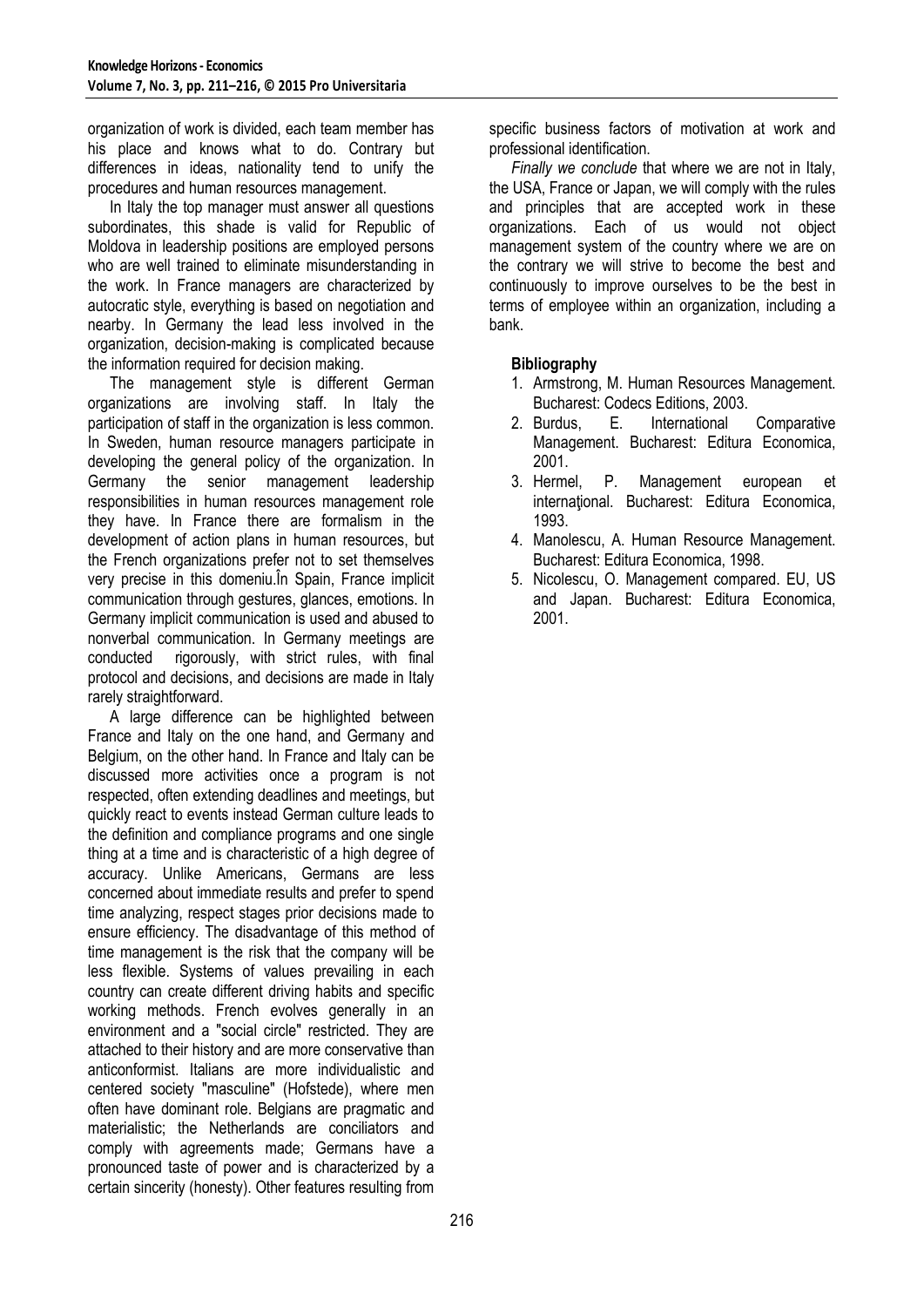organization of work is divided, each team member has his place and knows what to do. Contrary but differences in ideas, nationality tend to unify the procedures and human resources management.

In Italy the top manager must answer all questions subordinates, this shade is valid for Republic of Moldova in leadership positions are employed persons who are well trained to eliminate misunderstanding in the work. In France managers are characterized by autocratic style, everything is based on negotiation and nearby. In Germany the lead less involved in the organization, decision-making is complicated because the information required for decision making.

The management style is different German organizations are involving staff. In Italy the participation of staff in the organization is less common. In Sweden, human resource managers participate in developing the general policy of the organization. In Germany the senior management leadership responsibilities in human resources management role they have. In France there are formalism in the development of action plans in human resources, but the French organizations prefer not to set themselves very precise in this domeniu.În Spain, France implicit communication through gestures, glances, emotions. In Germany implicit communication is used and abused to nonverbal communication. In Germany meetings are conducted rigorously, with strict rules, with final protocol and decisions, and decisions are made in Italy rarely straightforward.

A large difference can be highlighted between France and Italy on the one hand, and Germany and Belgium, on the other hand. In France and Italy can be discussed more activities once a program is not respected, often extending deadlines and meetings, but quickly react to events instead German culture leads to the definition and compliance programs and one single thing at a time and is characteristic of a high degree of accuracy. Unlike Americans, Germans are less concerned about immediate results and prefer to spend time analyzing, respect stages prior decisions made to ensure efficiency. The disadvantage of this method of time management is the risk that the company will be less flexible. Systems of values prevailing in each country can create different driving habits and specific working methods. French evolves generally in an environment and a "social circle" restricted. They are attached to their history and are more conservative than anticonformist. Italians are more individualistic and centered society "masculine" (Hofstede), where men often have dominant role. Belgians are pragmatic and materialistic; the Netherlands are conciliators and comply with agreements made; Germans have a pronounced taste of power and is characterized by a certain sincerity (honesty). Other features resulting from specific business factors of motivation at work and professional identification.

*Finally we conclude* that where we are not in Italy, the USA, France or Japan, we will comply with the rules and principles that are accepted work in these organizations. Each of us would not object management system of the country where we are on the contrary we will strive to become the best and continuously to improve ourselves to be the best in terms of employee within an organization, including a bank.

## Bibliography

1. Armstrong, M. Human Resources Management. Bucharest: Codecs Editions, 2003.
2. Burdus, E. International Comparative Management. Bucharest: Editura Economica, 2001.
3. Hermel, P. Management european et internaţional. Bucharest: Editura Economica, 1993.
4. Manolescu, A. Human Resource Management. Bucharest: Editura Economica, 1998.
5. Nicolescu, O. Management compared. EU, US and Japan. Bucharest: Editura Economica, 2001.